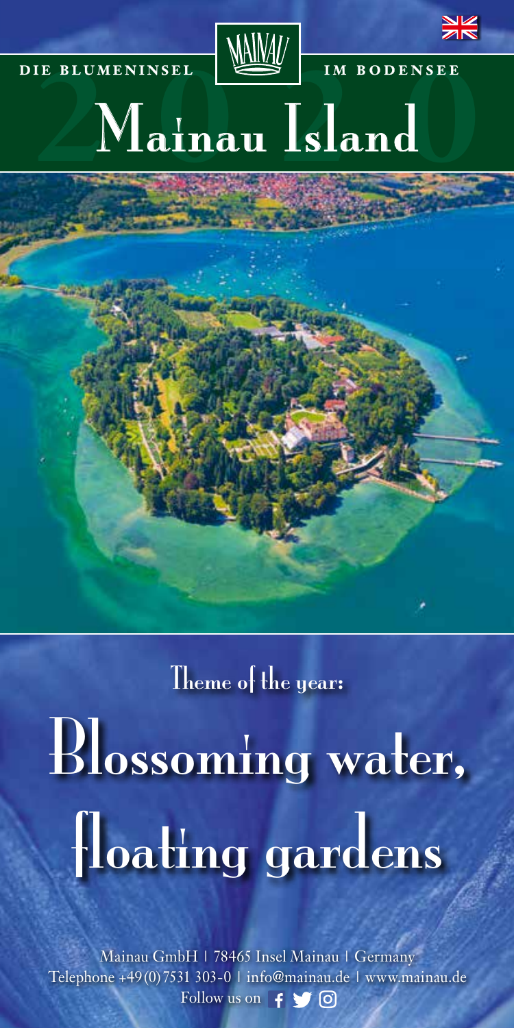DIE BLUMENINSEL MAINAU IM BODENSEE

# Mainau Island

2020

## Theme of the year:

# Blossoming water, floating gardens

Mainau GmbH | 78465 Insel Mainau | Germany
Telephone +49 (0) 7531 303-0 | info@mainau.de | www.mainau.de
Follow us on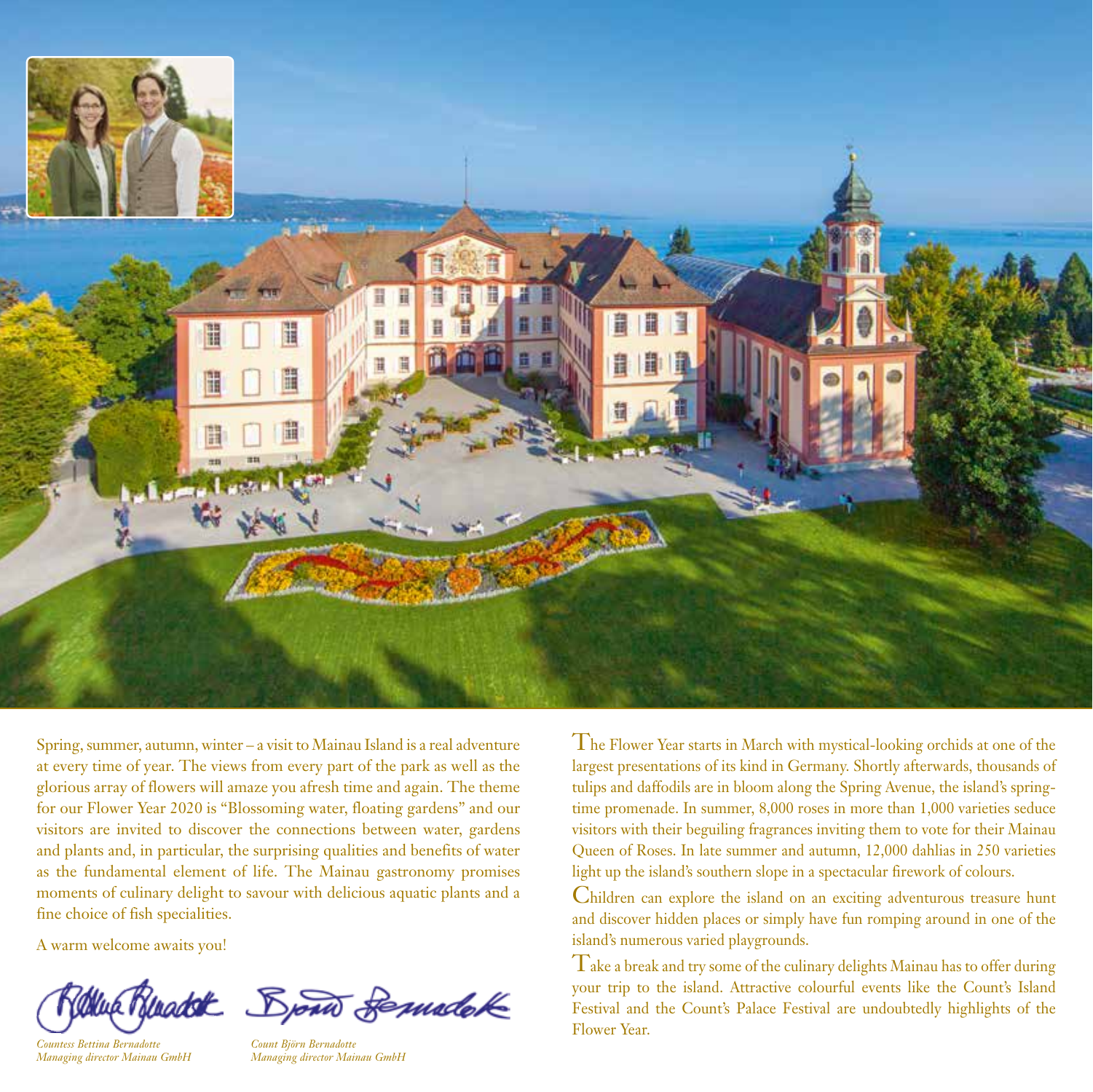Spring, summer, autumn, winter – a visit to Mainau Island is a real adventure at every time of year. The views from every part of the park as well as the glorious array of flowers will amaze you afresh time and again. The theme for our Flower Year 2020 is "Blossoming water, floating gardens" and our visitors are invited to discover the connections between water, gardens and plants and, in particular, the surprising qualities and benefits of water as the fundamental element of life. The Mainau gastronomy promises moments of culinary delight to savour with delicious aquatic plants and a fine choice of fish specialities.

A warm welcome awaits you!

*Countess Bettina Bernadotte*
*Managing director Mainau GmbH*

*Count Björn Bernadotte*
*Managing director Mainau GmbH*

The Flower Year starts in March with mystical-looking orchids at one of the largest presentations of its kind in Germany. Shortly afterwards, thousands of tulips and daffodils are in bloom along the Spring Avenue, the island's springtime promenade. In summer, 8,000 roses in more than 1,000 varieties seduce visitors with their beguiling fragrances inviting them to vote for their Mainau Queen of Roses. In late summer and autumn, 12,000 dahlias in 250 varieties light up the island's southern slope in a spectacular firework of colours.

Children can explore the island on an exciting adventurous treasure hunt and discover hidden places or simply have fun romping around in one of the island's numerous varied playgrounds.

Take a break and try some of the culinary delights Mainau has to offer during your trip to the island. Attractive colourful events like the Count's Island Festival and the Count's Palace Festival are undoubtedly highlights of the Flower Year.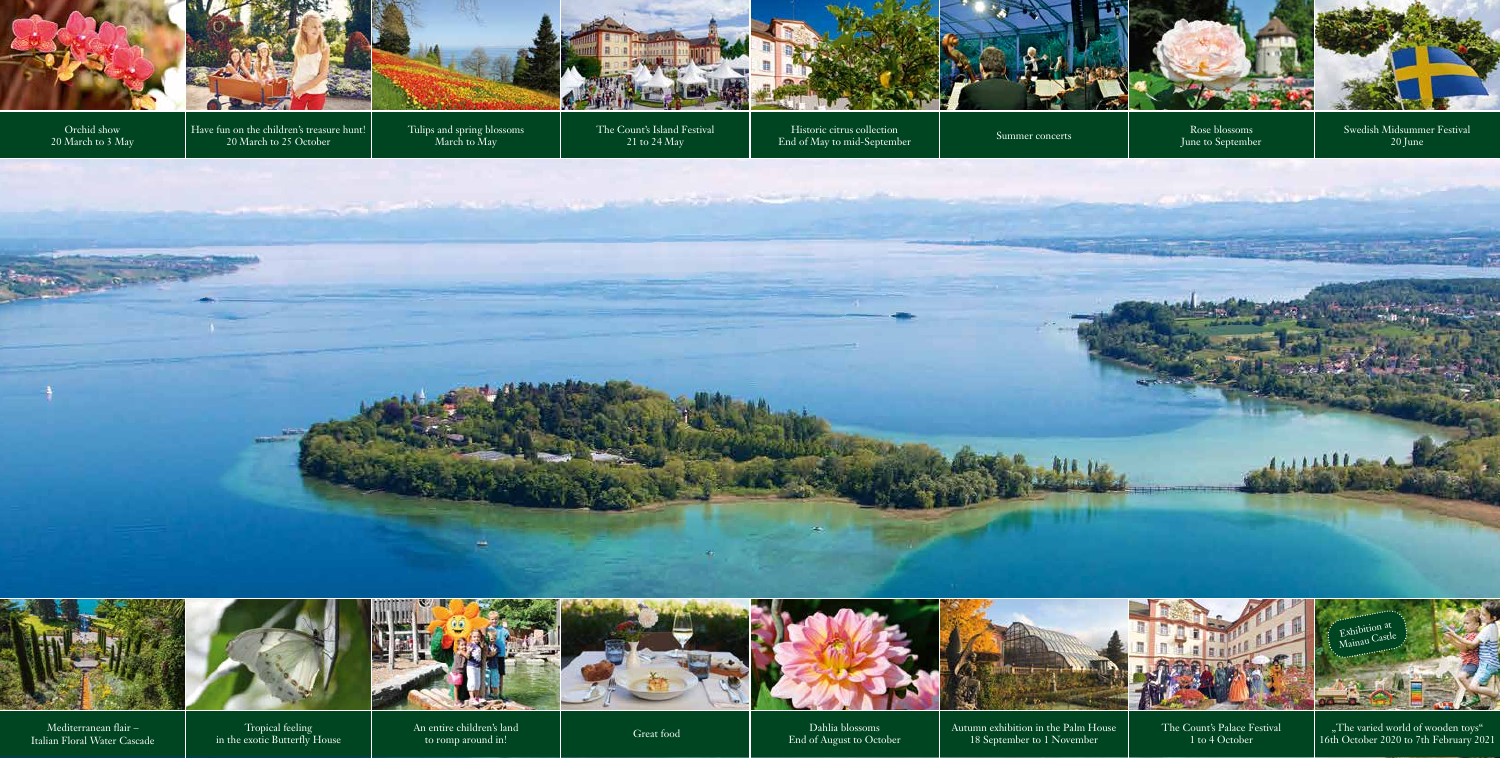Orchid show
20 March to 3 May

Have fun on the children's treasure hunt!
20 March to 25 October

Tulips and spring blossoms
March to May

The Count's Island Festival
21 to 24 May

Historic citrus collection
End of May to mid-September

Summer concerts

Rose blossoms
June to September

Swedish Midsummer Festival
20 June

Mediterranean flair –
Italian Floral Water Cascade

Tropical feeling
in the exotic Butterfly House

An entire children's land
to romp around in!

Great food

Dahlia blossoms
End of August to October

Autumn exhibition in the Palm House
18 September to 1 November

The Count's Palace Festival
1 to 4 October

Exhibition at Mainau Castle

„The varied world of wooden toys"
16th October 2020 to 7th February 2021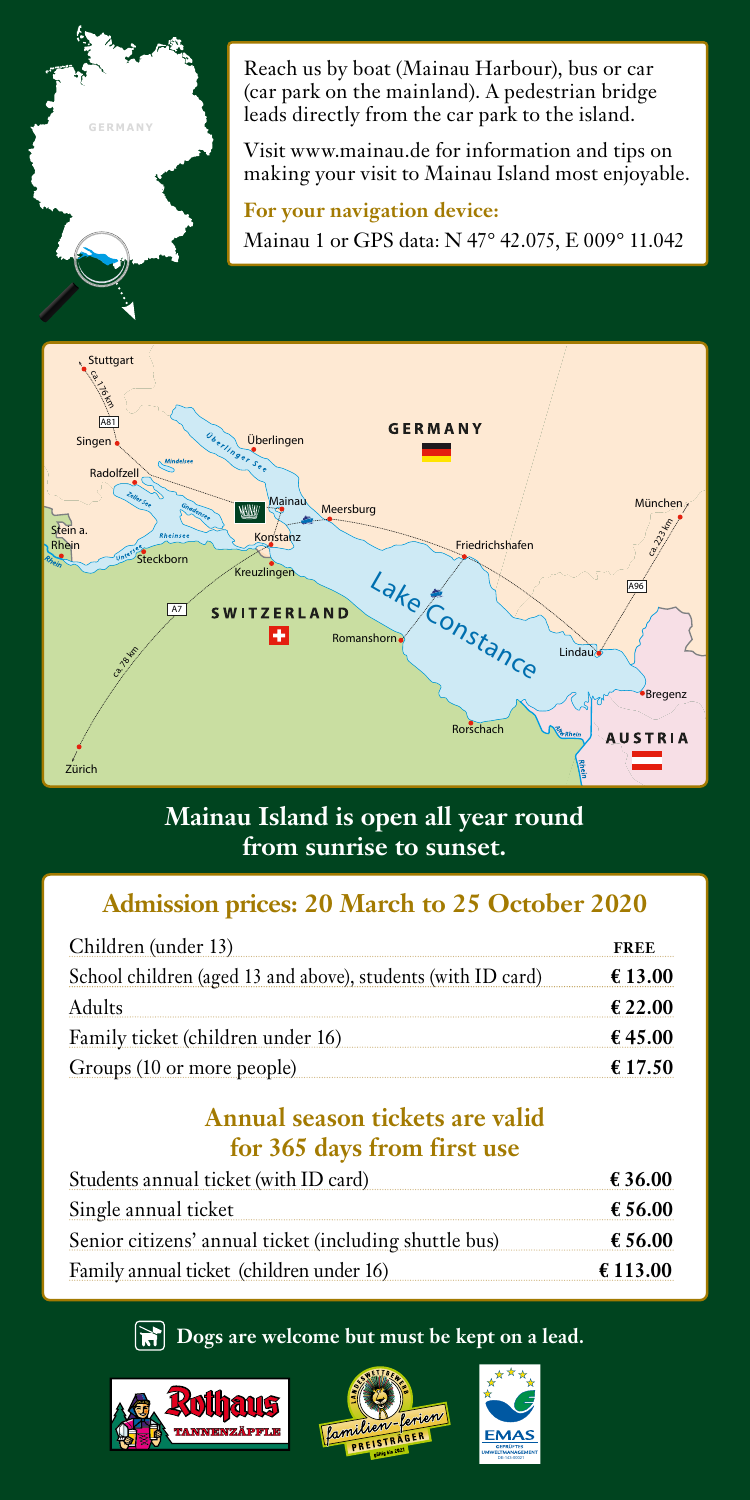Reach us by boat (Mainau Harbour), bus or car (car park on the mainland). A pedestrian bridge leads directly from the car park to the island.

Visit www.mainau.de for information and tips on making your visit to Mainau Island most enjoyable.

**For your navigation device:**
Mainau 1 or GPS data: N 47° 42.075, E 009° 11.042

GERMANY

Stuttgart
ca. 176 km
A81
Singen
Radolfzell
Überlingen
Überlinger See
Mindelsee
Zeller See
Gnadensee
Mainau
Meersburg
Stein a. Rhein
Rheinsee
Untersee
Rhein
Steckborn
Konstanz
Kreuzlingen
Friedrichshafen
München
ca. 223 km
A96
A7
SWITZERLAND
Romanshorn
Lake Constance
Lindau
Bregenz
ca. 78 km
Rorschach
Rhein
AUSTRIA
Zürich

## Mainau Island is open all year round from sunrise to sunset.

## Admission prices: 20 March to 25 October 2020

| | |
|---|---|
| Children (under 13) | **FREE** |
| School children (aged 13 and above), students (with ID card) | **€ 13.00** |
| Adults | **€ 22.00** |
| Family ticket (children under 16) | **€ 45.00** |
| Groups (10 or more people) | **€ 17.50** |

## Annual season tickets are valid for 365 days from first use

| | |
|---|---|
| Students annual ticket (with ID card) | **€ 36.00** |
| Single annual ticket | **€ 56.00** |
| Senior citizens' annual ticket (including shuttle bus) | **€ 56.00** |
| Family annual ticket (children under 16) | **€ 113.00** |

**Dogs are welcome but must be kept on a lead.**

Rothaus TANNENZÄPFLE

Landeswettbewerb familien-ferien PREISTRÄGER

EMAS GEPRÜFTES UMWELTMANAGEMENT